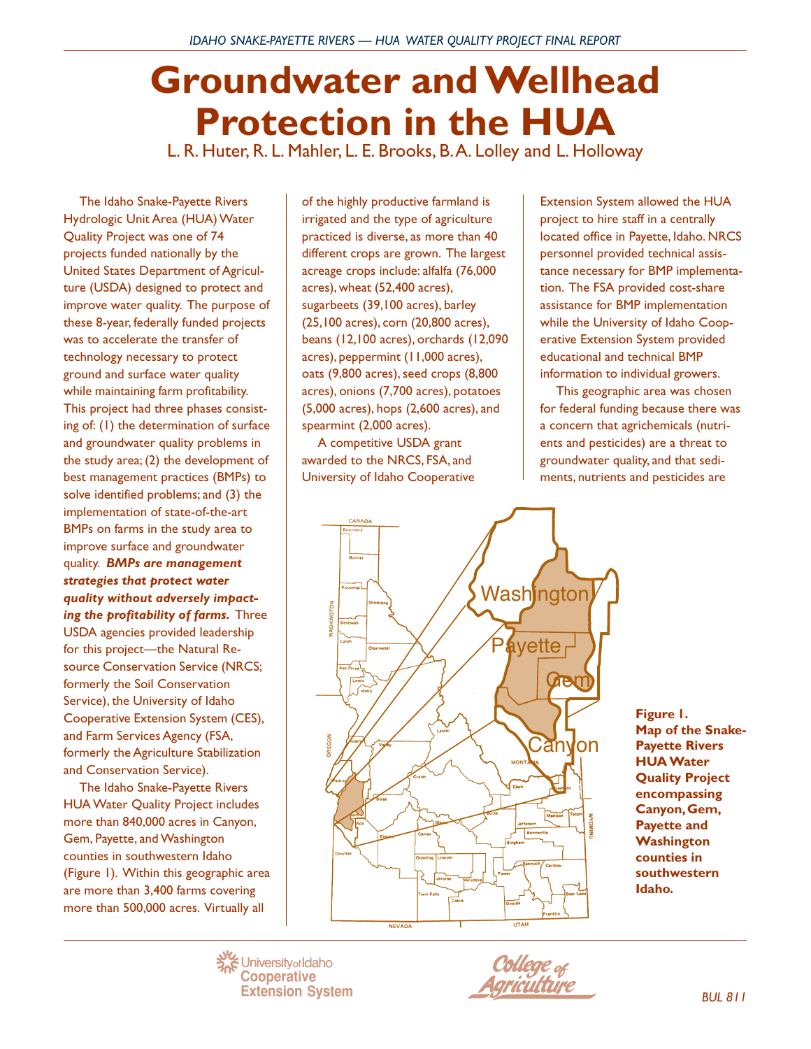# Groundwater and Wellhead Protection in the HUA

L. R. Huter, R. L. Mahler, L. E. Brooks, B. A. Lolley and L. Holloway

The Idaho Snake-Payette Rivers Hydrologic Unit Area (HUA) Water Quality Project was one of 74 projects funded nationally by the United States Department of Agriculture (USDA) designed to protect and improve water quality. The purpose of these 8-year, federally funded projects was to accelerate the transfer of technology necessary to protect ground and surface water quality while maintaining farm profitability. This project had three phases consisting of: (1) the determination of surface and groundwater quality problems in the study area; (2) the development of best management practices (BMPs) to solve identified problems; and (3) the implementation of state-of-the-art BMPs on farms in the study area to improve surface and groundwater quality. ***BMPs are management strategies that protect water quality without adversely impacting the profitability of farms.*** Three USDA agencies provided leadership for this project—the Natural Resource Conservation Service (NRCS; formerly the Soil Conservation Service), the University of Idaho Cooperative Extension System (CES), and Farm Services Agency (FSA, formerly the Agriculture Stabilization and Conservation Service).

The Idaho Snake-Payette Rivers HUA Water Quality Project includes more than 840,000 acres in Canyon, Gem, Payette, and Washington counties in southwestern Idaho (Figure 1). Within this geographic area are more than 3,400 farms covering more than 500,000 acres. Virtually all of the highly productive farmland is irrigated and the type of agriculture practiced is diverse, as more than 40 different crops are grown. The largest acreage crops include: alfalfa (76,000 acres), wheat (52,400 acres), sugarbeets (39,100 acres), barley (25,100 acres), corn (20,800 acres), beans (12,100 acres), orchards (12,090 acres), peppermint (11,000 acres), oats (9,800 acres), seed crops (8,800 acres), onions (7,700 acres), potatoes (5,000 acres), hops (2,600 acres), and spearmint (2,000 acres).

A competitive USDA grant awarded to the NRCS, FSA, and University of Idaho Cooperative Extension System allowed the HUA project to hire staff in a centrally located office in Payette, Idaho. NRCS personnel provided technical assistance necessary for BMP implementation. The FSA provided cost-share assistance for BMP implementation while the University of Idaho Cooperative Extension System provided educational and technical BMP information to individual growers.

This geographic area was chosen for federal funding because there was a concern that agrichemicals (nutrients and pesticides) are a threat to groundwater quality, and that sediments, nutrients and pesticides are

**Figure 1. Map of the Snake-Payette Rivers HUA Water Quality Project encompassing Canyon, Gem, Payette and Washington counties in southwestern Idaho.**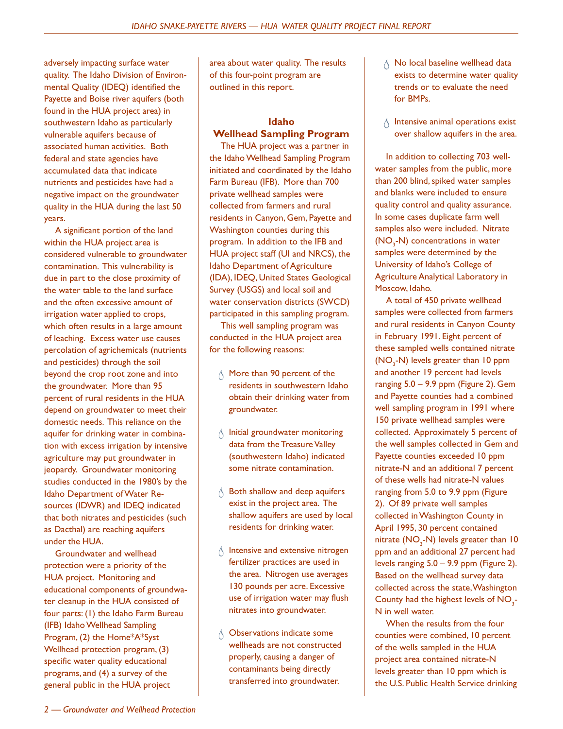adversely impacting surface water quality. The Idaho Division of Environmental Quality (IDEQ) identified the Payette and Boise river aquifers (both found in the HUA project area) in southwestern Idaho as particularly vulnerable aquifers because of associated human activities. Both federal and state agencies have accumulated data that indicate nutrients and pesticides have had a negative impact on the groundwater quality in the HUA during the last 50 years.

A significant portion of the land within the HUA project area is considered vulnerable to groundwater contamination. This vulnerability is due in part to the close proximity of the water table to the land surface and the often excessive amount of irrigation water applied to crops, which often results in a large amount of leaching. Excess water use causes percolation of agrichemicals (nutrients and pesticides) through the soil beyond the crop root zone and into the groundwater. More than 95 percent of rural residents in the HUA depend on groundwater to meet their domestic needs. This reliance on the aquifer for drinking water in combination with excess irrigation by intensive agriculture may put groundwater in jeopardy. Groundwater monitoring studies conducted in the 1980's by the Idaho Department of Water Resources (IDWR) and IDEQ indicated that both nitrates and pesticides (such as Dacthal) are reaching aquifers under the HUA.

Groundwater and wellhead protection were a priority of the HUA project. Monitoring and educational components of groundwater cleanup in the HUA consisted of four parts: (1) the Idaho Farm Bureau (IFB) Idaho Wellhead Sampling Program, (2) the Home*A*Syst Wellhead protection program, (3) specific water quality educational programs, and (4) a survey of the general public in the HUA project area about water quality. The results of this four-point program are outlined in this report.

## Idaho Wellhead Sampling Program

The HUA project was a partner in the Idaho Wellhead Sampling Program initiated and coordinated by the Idaho Farm Bureau (IFB). More than 700 private wellhead samples were collected from farmers and rural residents in Canyon, Gem, Payette and Washington counties during this program. In addition to the IFB and HUA project staff (UI and NRCS), the Idaho Department of Agriculture (IDA), IDEQ, United States Geological Survey (USGS) and local soil and water conservation districts (SWCD) participated in this sampling program.

This well sampling program was conducted in the HUA project area for the following reasons:

- More than 90 percent of the residents in southwestern Idaho obtain their drinking water from groundwater.
- Initial groundwater monitoring data from the Treasure Valley (southwestern Idaho) indicated some nitrate contamination.
- Both shallow and deep aquifers exist in the project area. The shallow aquifers are used by local residents for drinking water.
- Intensive and extensive nitrogen fertilizer practices are used in the area. Nitrogen use averages 130 pounds per acre. Excessive use of irrigation water may flush nitrates into groundwater.
- Observations indicate some wellheads are not constructed properly, causing a danger of contaminants being directly transferred into groundwater.
- No local baseline wellhead data exists to determine water quality trends or to evaluate the need for BMPs.
- Intensive animal operations exist over shallow aquifers in the area.

In addition to collecting 703 well-water samples from the public, more than 200 blind, spiked water samples and blanks were included to ensure quality control and quality assurance. In some cases duplicate farm well samples also were included. Nitrate ($NO_3$-N) concentrations in water samples were determined by the University of Idaho's College of Agriculture Analytical Laboratory in Moscow, Idaho.

A total of 450 private wellhead samples were collected from farmers and rural residents in Canyon County in February 1991. Eight percent of these sampled wells contained nitrate ($NO_3$-N) levels greater than 10 ppm and another 19 percent had levels ranging 5.0 – 9.9 ppm (Figure 2). Gem and Payette counties had a combined well sampling program in 1991 where 150 private wellhead samples were collected. Approximately 5 percent of the well samples collected in Gem and Payette counties exceeded 10 ppm nitrate-N and an additional 7 percent of these wells had nitrate-N values ranging from 5.0 to 9.9 ppm (Figure 2). Of 89 private well samples collected in Washington County in April 1995, 30 percent contained nitrate ($NO_3$-N) levels greater than 10 ppm and an additional 27 percent had levels ranging 5.0 – 9.9 ppm (Figure 2). Based on the wellhead survey data collected across the state, Washington County had the highest levels of $NO_3$-N in well water.

When the results from the four counties were combined, 10 percent of the wells sampled in the HUA project area contained nitrate-N levels greater than 10 ppm which is the U.S. Public Health Service drinking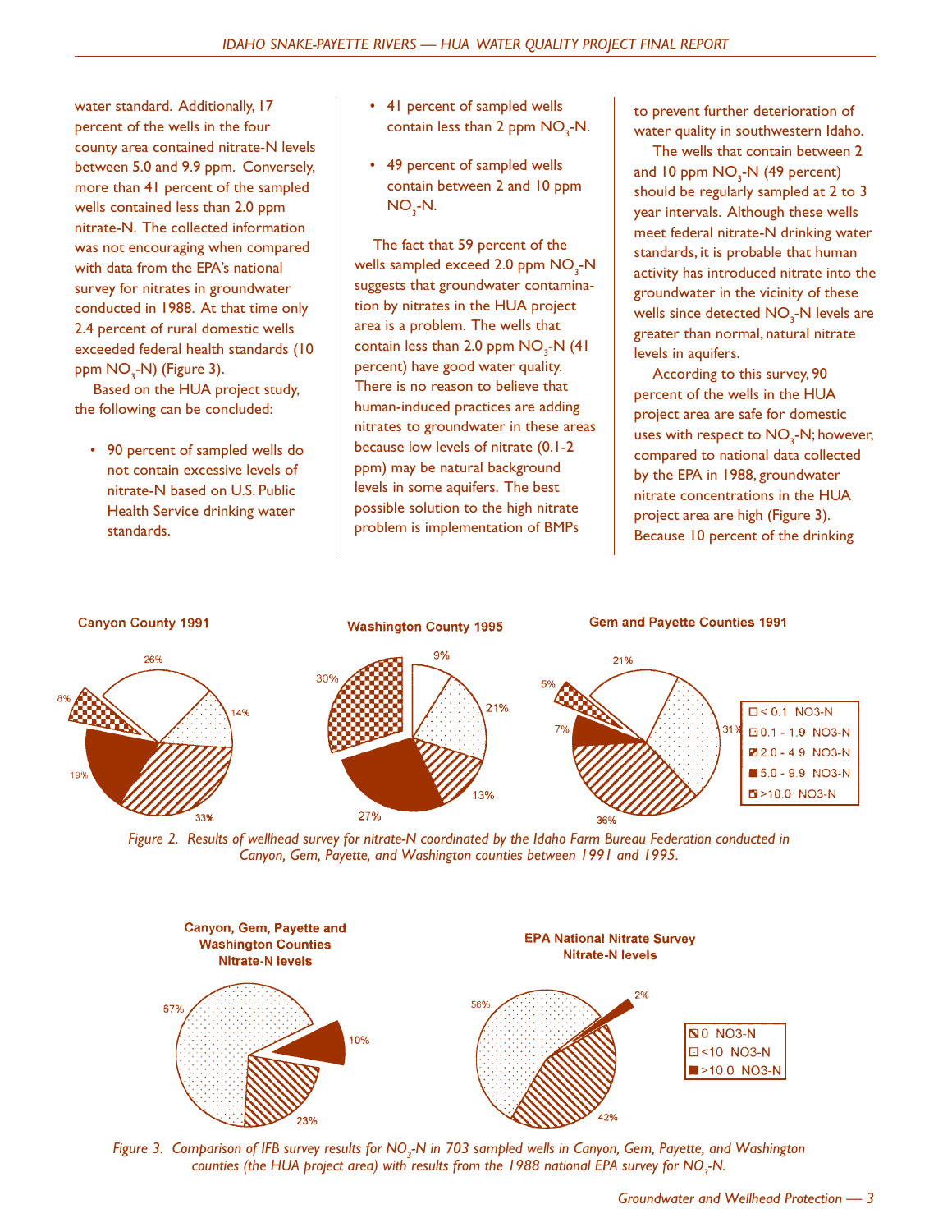water standard. Additionally, 17 percent of the wells in the four county area contained nitrate-N levels between 5.0 and 9.9 ppm. Conversely, more than 41 percent of the sampled wells contained less than 2.0 ppm nitrate-N. The collected information was not encouraging when compared with data from the EPA's national survey for nitrates in groundwater conducted in 1988. At that time only 2.4 percent of rural domestic wells exceeded federal health standards (10 ppm $NO_3$-N) (Figure 3).

Based on the HUA project study, the following can be concluded:

- 90 percent of sampled wells do not contain excessive levels of nitrate-N based on U.S. Public Health Service drinking water standards.
- 41 percent of sampled wells contain less than 2 ppm $NO_3$-N.
- 49 percent of sampled wells contain between 2 and 10 ppm $NO_3$-N.

The fact that 59 percent of the wells sampled exceed 2.0 ppm $NO_3$-N suggests that groundwater contamination by nitrates in the HUA project area is a problem. The wells that contain less than 2.0 ppm $NO_3$-N (41 percent) have good water quality. There is no reason to believe that human-induced practices are adding nitrates to groundwater in these areas because low levels of nitrate (0.1-2 ppm) may be natural background levels in some aquifers. The best possible solution to the high nitrate problem is implementation of BMPs to prevent further deterioration of water quality in southwestern Idaho.

The wells that contain between 2 and 10 ppm $NO_3$-N (49 percent) should be regularly sampled at 2 to 3 year intervals. Although these wells meet federal nitrate-N drinking water standards, it is probable that human activity has introduced nitrate into the groundwater in the vicinity of these wells since detected $NO_3$-N levels are greater than normal, natural nitrate levels in aquifers.

According to this survey, 90 percent of the wells in the HUA project area are safe for domestic uses with respect to $NO_3$-N; however, compared to national data collected by the EPA in 1988, groundwater nitrate concentrations in the HUA project area are high (Figure 3). Because 10 percent of the drinking

| $NO_3$-N level | Canyon County 1991 | Washington County 1995 | Gem and Payette Counties 1991 |
| --- | --- | --- | --- |
| < 0.1 | 26% | 9% | 21% |
| 0.1 - 1.9 | 14% | 21% | 31% |
| 2.0 - 4.9 | 33% | 13% | 36% |
| 5.0 - 9.9 | 19% | 27% | 7% |
| >10.0 | 8% | 30% | 5% |

*Figure 2. Results of wellhead survey for nitrate-N coordinated by the Idaho Farm Bureau Federation conducted in Canyon, Gem, Payette, and Washington counties between 1991 and 1995.*

| Nitrate-N levels | Canyon, Gem, Payette and Washington Counties | EPA National Nitrate Survey |
| --- | --- | --- |
| 0 NO3-N | 23% | 42% |
| <10 NO3-N | 67% | 56% |
| >10.0 NO3-N | 10% | 2% |

*Figure 3. Comparison of IFB survey results for $NO_3$-N in 703 sampled wells in Canyon, Gem, Payette, and Washington counties (the HUA project area) with results from the 1988 national EPA survey for $NO_3$-N.*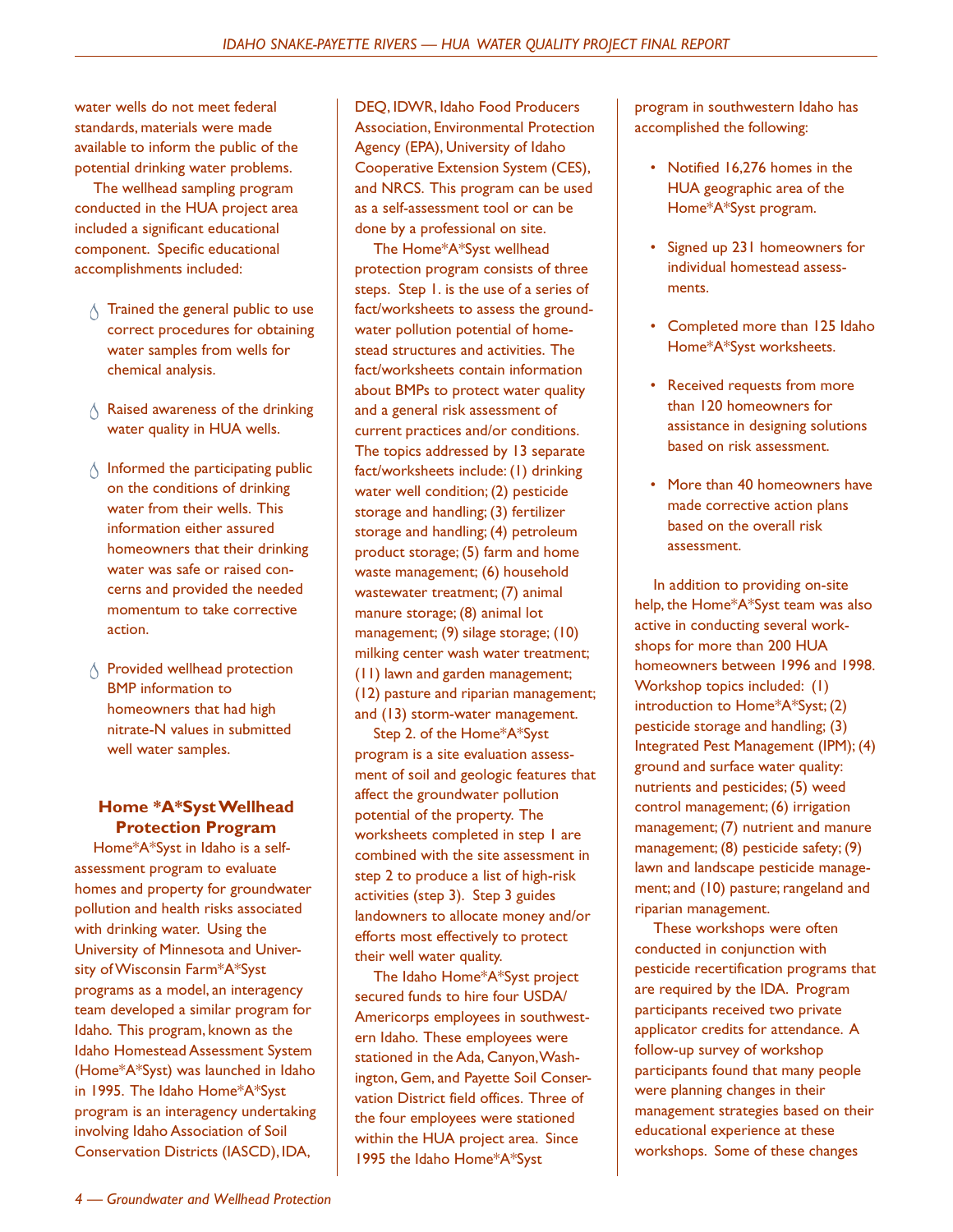water wells do not meet federal standards, materials were made available to inform the public of the potential drinking water problems.

The wellhead sampling program conducted in the HUA project area included a significant educational component. Specific educational accomplishments included:

- Trained the general public to use correct procedures for obtaining water samples from wells for chemical analysis.
- Raised awareness of the drinking water quality in HUA wells.
- Informed the participating public on the conditions of drinking water from their wells. This information either assured homeowners that their drinking water was safe or raised concerns and provided the needed momentum to take corrective action.
- Provided wellhead protection BMP information to homeowners that had high nitrate-N values in submitted well water samples.

### Home *A*Syst Wellhead Protection Program

Home*A*Syst in Idaho is a self-assessment program to evaluate homes and property for groundwater pollution and health risks associated with drinking water. Using the University of Minnesota and University of Wisconsin Farm*A*Syst programs as a model, an interagency team developed a similar program for Idaho. This program, known as the Idaho Homestead Assessment System (Home*A*Syst) was launched in Idaho in 1995. The Idaho Home*A*Syst program is an interagency undertaking involving Idaho Association of Soil Conservation Districts (IASCD), IDA, DEQ, IDWR, Idaho Food Producers Association, Environmental Protection Agency (EPA), University of Idaho Cooperative Extension System (CES), and NRCS. This program can be used as a self-assessment tool or can be done by a professional on site.

The Home*A*Syst wellhead protection program consists of three steps. Step 1. is the use of a series of fact/worksheets to assess the groundwater pollution potential of homestead structures and activities. The fact/worksheets contain information about BMPs to protect water quality and a general risk assessment of current practices and/or conditions. The topics addressed by 13 separate fact/worksheets include: (1) drinking water well condition; (2) pesticide storage and handling; (3) fertilizer storage and handling; (4) petroleum product storage; (5) farm and home waste management; (6) household wastewater treatment; (7) animal manure storage; (8) animal lot management; (9) silage storage; (10) milking center wash water treatment; (11) lawn and garden management; (12) pasture and riparian management; and (13) storm-water management.

Step 2. of the Home*A*Syst program is a site evaluation assessment of soil and geologic features that affect the groundwater pollution potential of the property. The worksheets completed in step 1 are combined with the site assessment in step 2 to produce a list of high-risk activities (step 3). Step 3 guides landowners to allocate money and/or efforts most effectively to protect their well water quality.

The Idaho Home*A*Syst project secured funds to hire four USDA/Americorps employees in southwestern Idaho. These employees were stationed in the Ada, Canyon, Washington, Gem, and Payette Soil Conservation District field offices. Three of the four employees were stationed within the HUA project area. Since 1995 the Idaho Home*A*Syst program in southwestern Idaho has accomplished the following:

- Notified 16,276 homes in the HUA geographic area of the Home*A*Syst program.
- Signed up 231 homeowners for individual homestead assessments.
- Completed more than 125 Idaho Home*A*Syst worksheets.
- Received requests from more than 120 homeowners for assistance in designing solutions based on risk assessment.
- More than 40 homeowners have made corrective action plans based on the overall risk assessment.

In addition to providing on-site help, the Home*A*Syst team was also active in conducting several workshops for more than 200 HUA homeowners between 1996 and 1998. Workshop topics included: (1) introduction to Home*A*Syst; (2) pesticide storage and handling; (3) Integrated Pest Management (IPM); (4) ground and surface water quality: nutrients and pesticides; (5) weed control management; (6) irrigation management; (7) nutrient and manure management; (8) pesticide safety; (9) lawn and landscape pesticide management; and (10) pasture; rangeland and riparian management.

These workshops were often conducted in conjunction with pesticide recertification programs that are required by the IDA. Program participants received two private applicator credits for attendance. A follow-up survey of workshop participants found that many people were planning changes in their management strategies based on their educational experience at these workshops. Some of these changes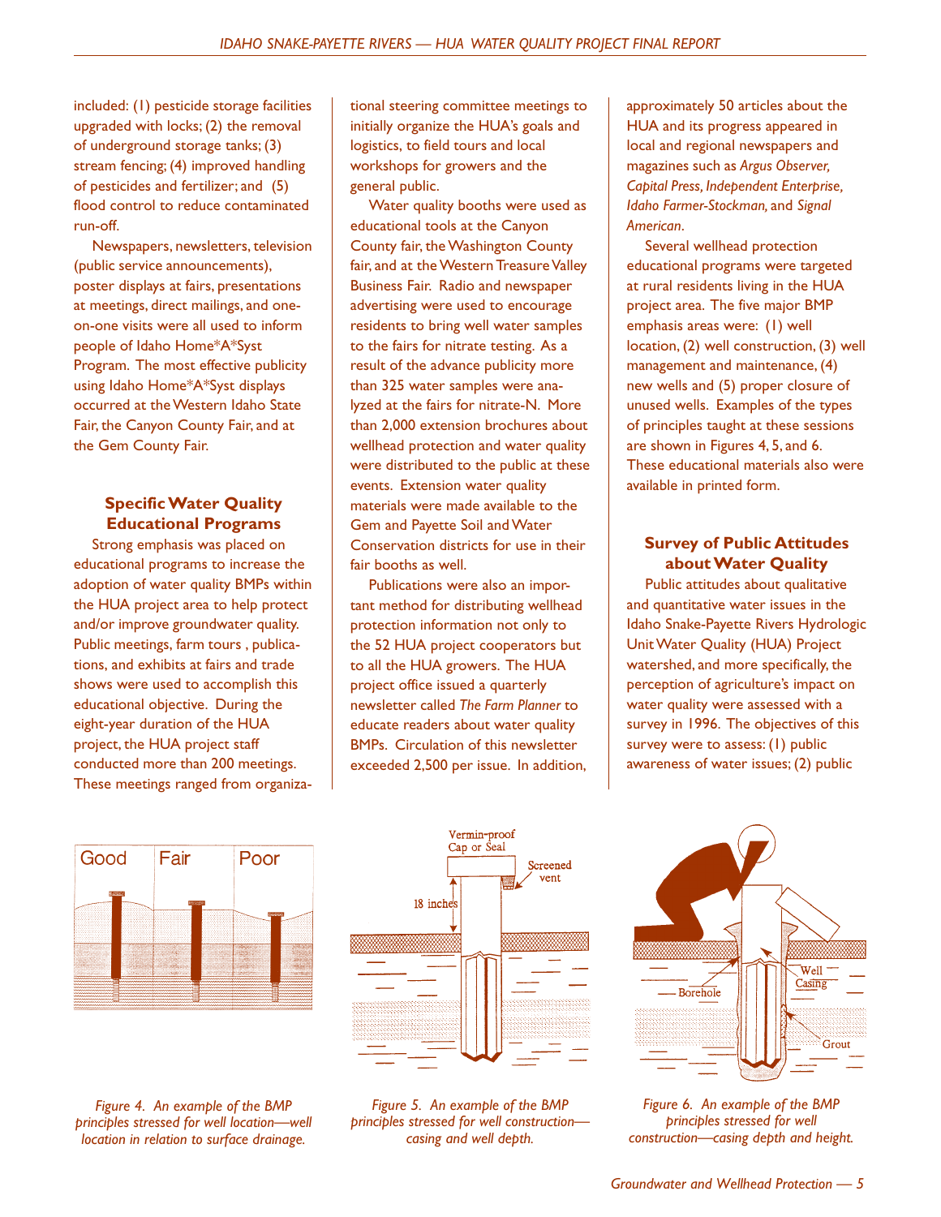included: (1) pesticide storage facilities upgraded with locks; (2) the removal of underground storage tanks; (3) stream fencing; (4) improved handling of pesticides and fertilizer; and (5) flood control to reduce contaminated run-off.

Newspapers, newsletters, television (public service announcements), poster displays at fairs, presentations at meetings, direct mailings, and one-on-one visits were all used to inform people of Idaho Home*A*Syst Program. The most effective publicity using Idaho Home*A*Syst displays occurred at the Western Idaho State Fair, the Canyon County Fair, and at the Gem County Fair.

## Specific Water Quality Educational Programs

Strong emphasis was placed on educational programs to increase the adoption of water quality BMPs within the HUA project area to help protect and/or improve groundwater quality. Public meetings, farm tours , publications, and exhibits at fairs and trade shows were used to accomplish this educational objective. During the eight-year duration of the HUA project, the HUA project staff conducted more than 200 meetings. These meetings ranged from organizational steering committee meetings to initially organize the HUA's goals and logistics, to field tours and local workshops for growers and the general public.

Water quality booths were used as educational tools at the Canyon County fair, the Washington County fair, and at the Western Treasure Valley Business Fair. Radio and newspaper advertising were used to encourage residents to bring well water samples to the fairs for nitrate testing. As a result of the advance publicity more than 325 water samples were analyzed at the fairs for nitrate-N. More than 2,000 extension brochures about wellhead protection and water quality were distributed to the public at these events. Extension water quality materials were made available to the Gem and Payette Soil and Water Conservation districts for use in their fair booths as well.

Publications were also an important method for distributing wellhead protection information not only to the 52 HUA project cooperators but to all the HUA growers. The HUA project office issued a quarterly newsletter called *The Farm Planner* to educate readers about water quality BMPs. Circulation of this newsletter exceeded 2,500 per issue. In addition, approximately 50 articles about the HUA and its progress appeared in local and regional newspapers and magazines such as *Argus Observer, Capital Press, Independent Enterprise, Idaho Farmer-Stockman,* and *Signal American*.

Several wellhead protection educational programs were targeted at rural residents living in the HUA project area. The five major BMP emphasis areas were: (1) well location, (2) well construction, (3) well management and maintenance, (4) new wells and (5) proper closure of unused wells. Examples of the types of principles taught at these sessions are shown in Figures 4, 5, and 6. These educational materials also were available in printed form.

## Survey of Public Attitudes about Water Quality

Public attitudes about qualitative and quantitative water issues in the Idaho Snake-Payette Rivers Hydrologic Unit Water Quality (HUA) Project watershed, and more specifically, the perception of agriculture's impact on water quality were assessed with a survey in 1996. The objectives of this survey were to assess: (1) public awareness of water issues; (2) public

*Figure 4. An example of the BMP principles stressed for well location—well location in relation to surface drainage.*

*Figure 5. An example of the BMP principles stressed for well construction—casing and well depth.*

*Figure 6. An example of the BMP principles stressed for well construction—casing depth and height.*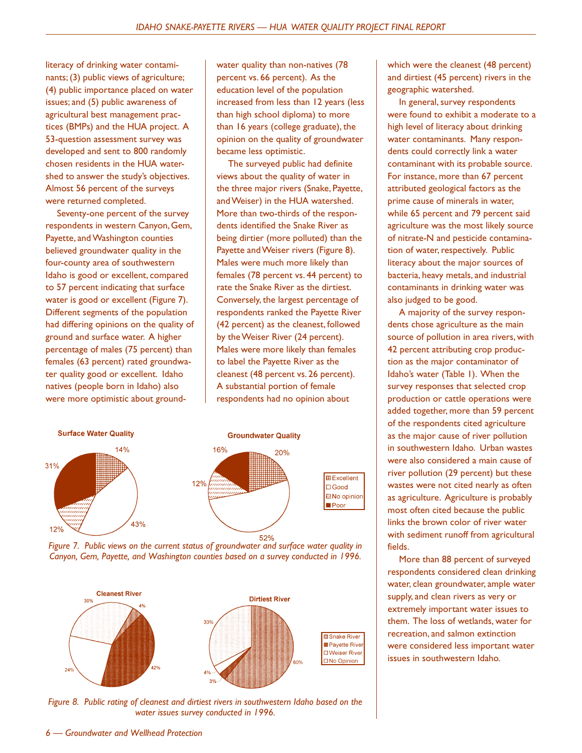literacy of drinking water contaminants; (3) public views of agriculture; (4) public importance placed on water issues; and (5) public awareness of agricultural best management practices (BMPs) and the HUA project. A 53-question assessment survey was developed and sent to 800 randomly chosen residents in the HUA watershed to answer the study's objectives. Almost 56 percent of the surveys were returned completed.

Seventy-one percent of the survey respondents in western Canyon, Gem, Payette, and Washington counties believed groundwater quality in the four-county area of southwestern Idaho is good or excellent, compared to 57 percent indicating that surface water is good or excellent (Figure 7). Different segments of the population had differing opinions on the quality of ground and surface water. A higher percentage of males (75 percent) than females (63 percent) rated groundwater quality good or excellent. Idaho natives (people born in Idaho) also were more optimistic about groundwater quality than non-natives (78 percent vs. 66 percent). As the education level of the population increased from less than 12 years (less than high school diploma) to more than 16 years (college graduate), the opinion on the quality of groundwater became less optimistic.

The surveyed public had definite views about the quality of water in the three major rivers (Snake, Payette, and Weiser) in the HUA watershed. More than two-thirds of the respondents identified the Snake River as being dirtier (more polluted) than the Payette and Weiser rivers (Figure 8). Males were much more likely than females (78 percent vs. 44 percent) to rate the Snake River as the dirtiest. Conversely, the largest percentage of respondents ranked the Payette River (42 percent) as the cleanest, followed by the Weiser River (24 percent). Males were more likely than females to label the Payette River as the cleanest (48 percent vs. 26 percent). A substantial portion of female respondents had no opinion about which were the cleanest (48 percent) and dirtiest (45 percent) rivers in the geographic watershed.

In general, survey respondents were found to exhibit a moderate to a high level of literacy about drinking water contaminants. Many respondents could correctly link a water contaminant with its probable source. For instance, more than 67 percent attributed geological factors as the prime cause of minerals in water, while 65 percent and 79 percent said agriculture was the most likely source of nitrate-N and pesticide contamination of water, respectively. Public literacy about the major sources of bacteria, heavy metals, and industrial contaminants in drinking water was also judged to be good.

A majority of the survey respondents chose agriculture as the main source of pollution in area rivers, with 42 percent attributing crop production as the major contaminator of Idaho's water (Table 1). When the survey responses that selected crop production or cattle operations were added together, more than 59 percent of the respondents cited agriculture as the major cause of river pollution in southwestern Idaho. Urban wastes were also considered a main cause of river pollution (29 percent) but these wastes were not cited nearly as often as agriculture. Agriculture is probably most often cited because the public links the brown color of river water with sediment runoff from agricultural fields.

More than 88 percent of surveyed respondents considered clean drinking water, clean groundwater, ample water supply, and clean rivers as very or extremely important water issues to them. The loss of wetlands, water for recreation, and salmon extinction were considered less important water issues in southwestern Idaho.

**Surface Water Quality**

| Rating | Percent |
|---|---|
| Excellent | 14% |
| Good | 43% |
| No opinion | 12% |
| Poor | 31% |

**Groundwater Quality**

| Rating | Percent |
|---|---|
| Excellent | 20% |
| Good | 52% |
| No opinion | 12% |
| Poor | 16% |

*Figure 7. Public views on the current status of groundwater and surface water quality in Canyon, Gem, Payette, and Washington counties based on a survey conducted in 1996.*

**Cleanest River**

| River | Percent |
|---|---|
| Snake River | 4% |
| Payette River | 42% |
| Weiser River | 24% |
| No Opinion | 30% |

**Dirtiest River**

| River | Percent |
|---|---|
| Snake River | 60% |
| Payette River | 3% |
| Weiser River | 4% |
| No Opinion | 33% |

*Figure 8. Public rating of cleanest and dirtiest rivers in southwestern Idaho based on the water issues survey conducted in 1996.*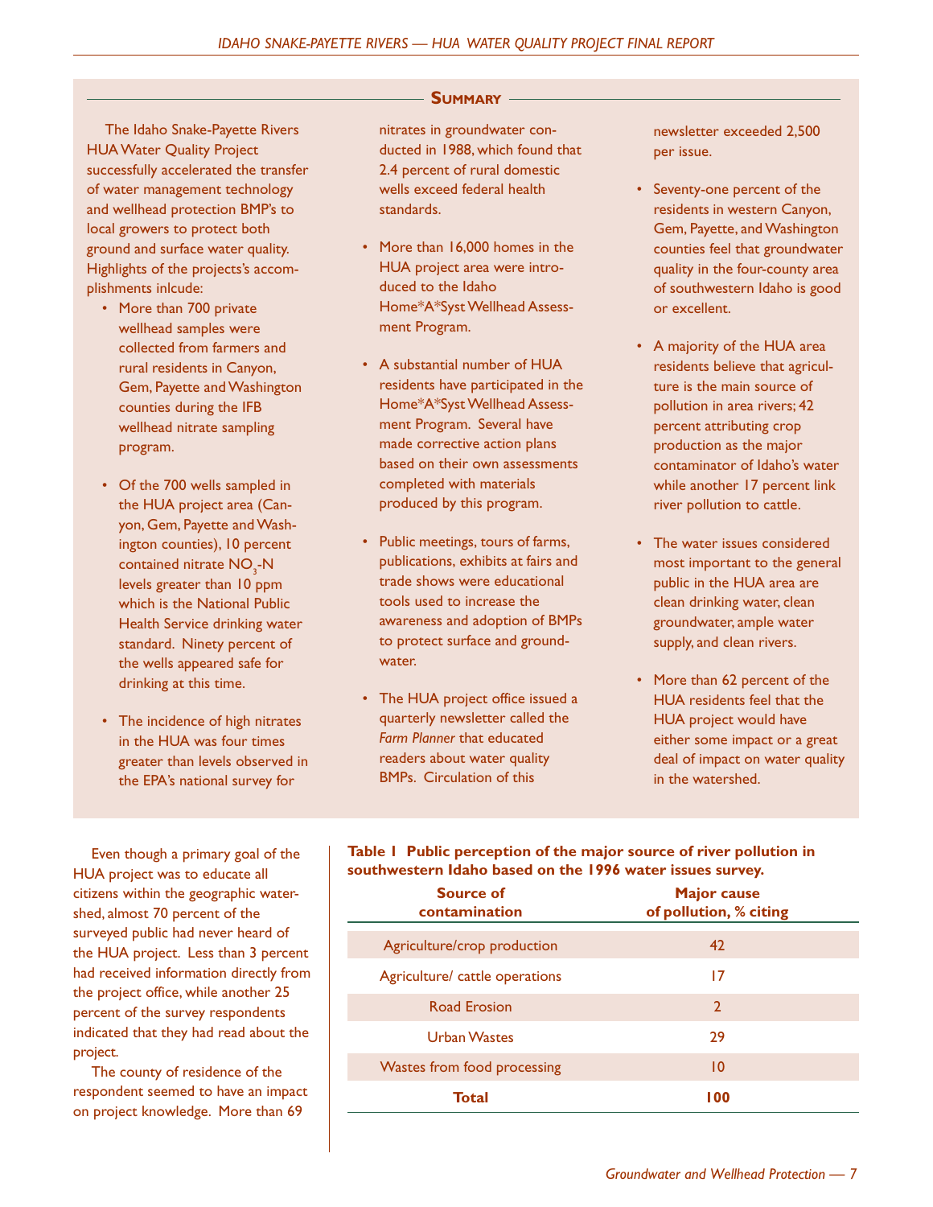## Summary

The Idaho Snake-Payette Rivers HUA Water Quality Project successfully accelerated the transfer of water management technology and wellhead protection BMP's to local growers to protect both ground and surface water quality. Highlights of the projects's accomplishments inlcude:

- More than 700 private wellhead samples were collected from farmers and rural residents in Canyon, Gem, Payette and Washington counties during the IFB wellhead nitrate sampling program.
- Of the 700 wells sampled in the HUA project area (Canyon, Gem, Payette and Washington counties), 10 percent contained nitrate $NO_3$-N levels greater than 10 ppm which is the National Public Health Service drinking water standard. Ninety percent of the wells appeared safe for drinking at this time.
- The incidence of high nitrates in the HUA was four times greater than levels observed in the EPA's national survey for nitrates in groundwater conducted in 1988, which found that 2.4 percent of rural domestic wells exceed federal health standards.
- More than 16,000 homes in the HUA project area were introduced to the Idaho Home*A*Syst Wellhead Assessment Program.
- A substantial number of HUA residents have participated in the Home*A*Syst Wellhead Assessment Program. Several have made corrective action plans based on their own assessments completed with materials produced by this program.
- Public meetings, tours of farms, publications, exhibits at fairs and trade shows were educational tools used to increase the awareness and adoption of BMPs to protect surface and groundwater.
- The HUA project office issued a quarterly newsletter called the *Farm Planner* that educated readers about water quality BMPs. Circulation of this newsletter exceeded 2,500 per issue.
- Seventy-one percent of the residents in western Canyon, Gem, Payette, and Washington counties feel that groundwater quality in the four-county area of southwestern Idaho is good or excellent.
- A majority of the HUA area residents believe that agriculture is the main source of pollution in area rivers; 42 percent attributing crop production as the major contaminator of Idaho's water while another 17 percent link river pollution to cattle.
- The water issues considered most important to the general public in the HUA area are clean drinking water, clean groundwater, ample water supply, and clean rivers.
- More than 62 percent of the HUA residents feel that the HUA project would have either some impact or a great deal of impact on water quality in the watershed.

Even though a primary goal of the HUA project was to educate all citizens within the geographic watershed, almost 70 percent of the surveyed public had never heard of the HUA project. Less than 3 percent had received information directly from the project office, while another 25 percent of the survey respondents indicated that they had read about the project.

The county of residence of the respondent seemed to have an impact on project knowledge. More than 69

**Table 1 Public perception of the major source of river pollution in southwestern Idaho based on the 1996 water issues survey.**

| Source of contamination | Major cause of pollution, % citing |
|---|---|
| Agriculture/crop production | 42 |
| Agriculture/ cattle operations | 17 |
| Road Erosion | 2 |
| Urban Wastes | 29 |
| Wastes from food processing | 10 |
| **Total** | **100** |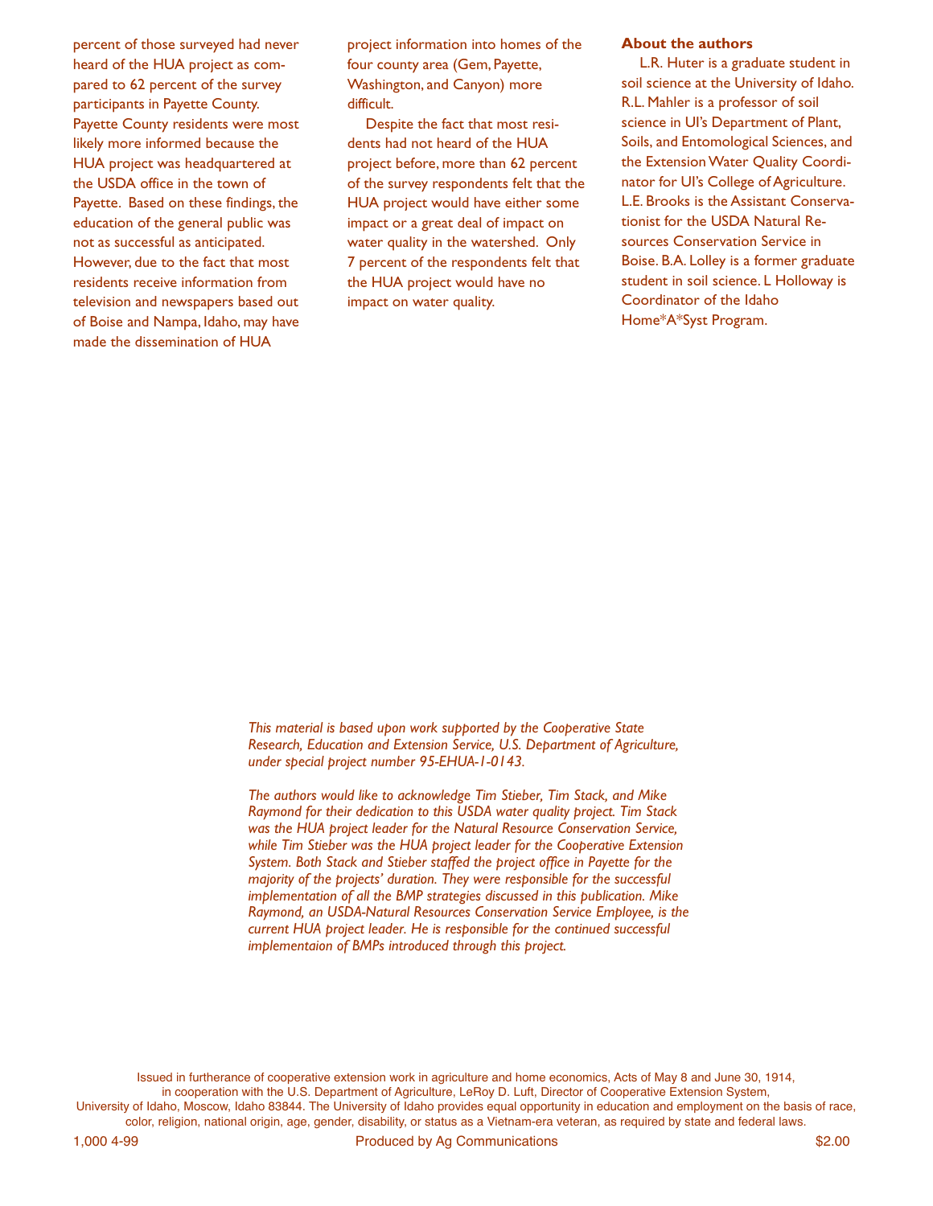percent of those surveyed had never heard of the HUA project as compared to 62 percent of the survey participants in Payette County. Payette County residents were most likely more informed because the HUA project was headquartered at the USDA office in the town of Payette. Based on these findings, the education of the general public was not as successful as anticipated. However, due to the fact that most residents receive information from television and newspapers based out of Boise and Nampa, Idaho, may have made the dissemination of HUA project information into homes of the four county area (Gem, Payette, Washington, and Canyon) more difficult.

Despite the fact that most residents had not heard of the HUA project before, more than 62 percent of the survey respondents felt that the HUA project would have either some impact or a great deal of impact on water quality in the watershed. Only 7 percent of the respondents felt that the HUA project would have no impact on water quality.

### About the authors

L.R. Huter is a graduate student in soil science at the University of Idaho. R.L. Mahler is a professor of soil science in UI's Department of Plant, Soils, and Entomological Sciences, and the Extension Water Quality Coordinator for UI's College of Agriculture. L.E. Brooks is the Assistant Conservationist for the USDA Natural Resources Conservation Service in Boise. B.A. Lolley is a former graduate student in soil science. L Holloway is Coordinator of the Idaho Home*A*Syst Program.

*This material is based upon work supported by the Cooperative State Research, Education and Extension Service, U.S. Department of Agriculture, under special project number 95-EHUA-1-0143.*

*The authors would like to acknowledge Tim Stieber, Tim Stack, and Mike Raymond for their dedication to this USDA water quality project. Tim Stack was the HUA project leader for the Natural Resource Conservation Service, while Tim Stieber was the HUA project leader for the Cooperative Extension System. Both Stack and Stieber staffed the project office in Payette for the majority of the projects' duration. They were responsible for the successful implementation of all the BMP strategies discussed in this publication. Mike Raymond, an USDA-Natural Resources Conservation Service Employee, is the current HUA project leader. He is responsible for the continued successful implementaion of BMPs introduced through this project.*

Issued in furtherance of cooperative extension work in agriculture and home economics, Acts of May 8 and June 30, 1914, in cooperation with the U.S. Department of Agriculture, LeRoy D. Luft, Director of Cooperative Extension System, University of Idaho, Moscow, Idaho 83844. The University of Idaho provides equal opportunity in education and employment on the basis of race, color, religion, national origin, age, gender, disability, or status as a Vietnam-era veteran, as required by state and federal laws.

1,000 4-99 Produced by Ag Communications $2.00